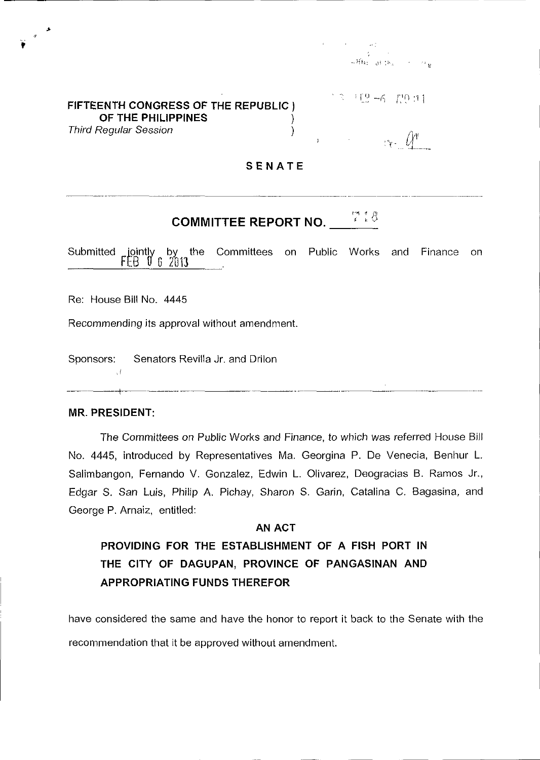FIFTEENTH CONGRESS OF THE REPUBLIC )
OF THE PHILIPPINES )
*Third Regular Session* )

**SENATE**

## COMMITTEE REPORT NO. 718

Submitted jointly by the Committees on Public Works and Finance on FEB 06 2013.

Re: House Bill No. 4445

Recommending its approval without amendment.

Sponsors: Senators Revilla Jr. and Drilon

**MR. PRESIDENT:**

The Committees on Public Works and Finance, to which was referred House Bill No. 4445, introduced by Representatives Ma. Georgina P. De Venecia, Benhur L. Salimbangon, Fernando V. Gonzalez, Edwin L. Olivarez, Deogracias B. Ramos Jr., Edgar S. San Luis, Philip A. Pichay, Sharon S. Garin, Catalina C. Bagasina, and George P. Arnaiz, entitled:

**AN ACT**

**PROVIDING FOR THE ESTABLISHMENT OF A FISH PORT IN THE CITY OF DAGUPAN, PROVINCE OF PANGASINAN AND APPROPRIATING FUNDS THEREFOR**

have considered the same and have the honor to report it back to the Senate with the recommendation that it be approved without amendment.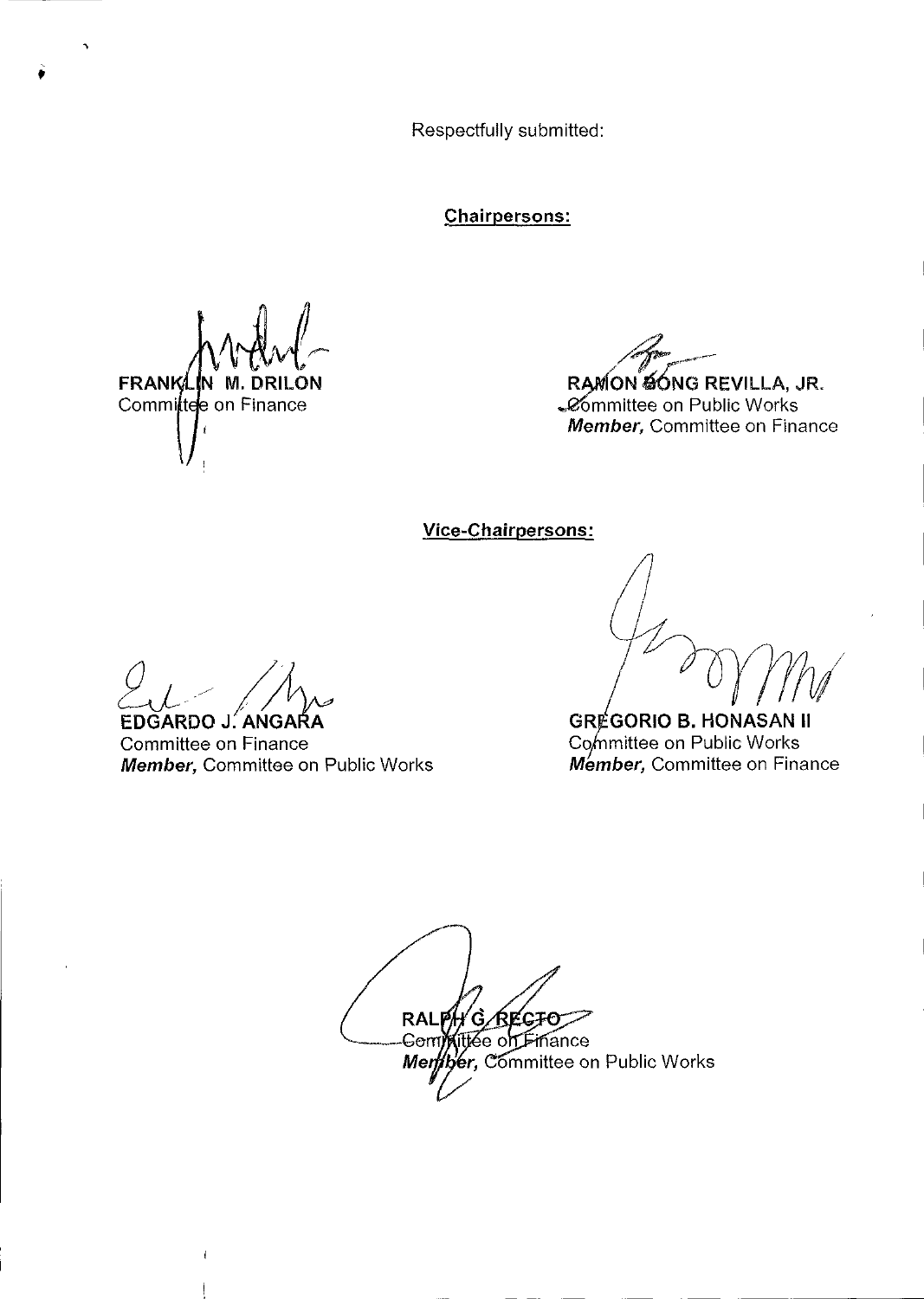Respectfully submitted:

**Chairpersons:**

**FRANKLIN M. DRILON**
Committee on Finance

**RAMON BONG REVILLA, JR.**
Committee on Public Works
***Member,*** Committee on Finance

**Vice-Chairpersons:**

**EDGARDO J. ANGARA**
Committee on Finance
***Member,*** Committee on Public Works

**GREGORIO B. HONASAN II**
Committee on Public Works
***Member,*** Committee on Finance

**RALPH G. RECTO**
Committee on Finance
***Member,*** Committee on Public Works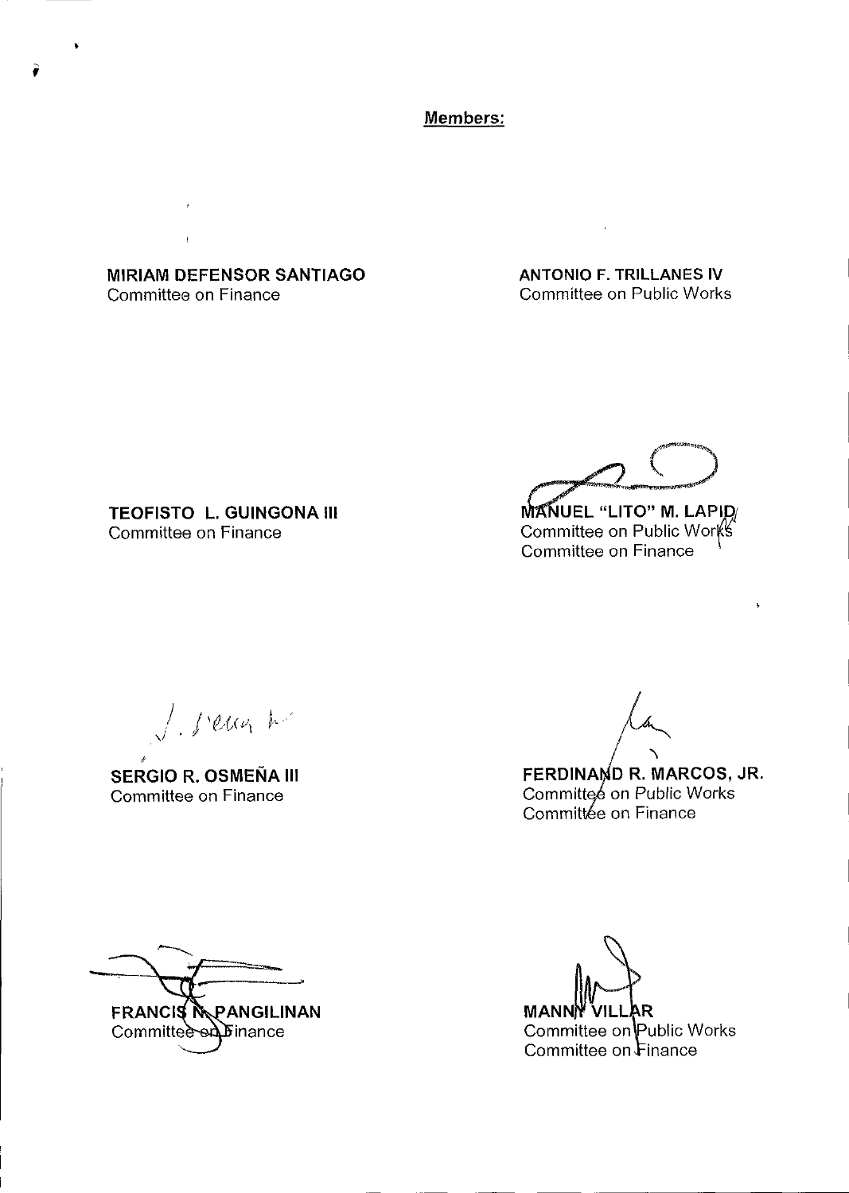**Members:**

**MIRIAM DEFENSOR SANTIAGO**
Committee on Finance

**ANTONIO F. TRILLANES IV**
Committee on Public Works

**TEOFISTO L. GUINGONA III**
Committee on Finance

**MANUEL "LITO" M. LAPID**
Committee on Public Works
Committee on Finance

**SERGIO R. OSMEÑA III**
Committee on Finance

**FERDINAND R. MARCOS, JR.**
Committee on Public Works
Committee on Finance

**FRANCIS N. PANGILINAN**
Committee on Finance

**MANNY VILLAR**
Committee on Public Works
Committee on Finance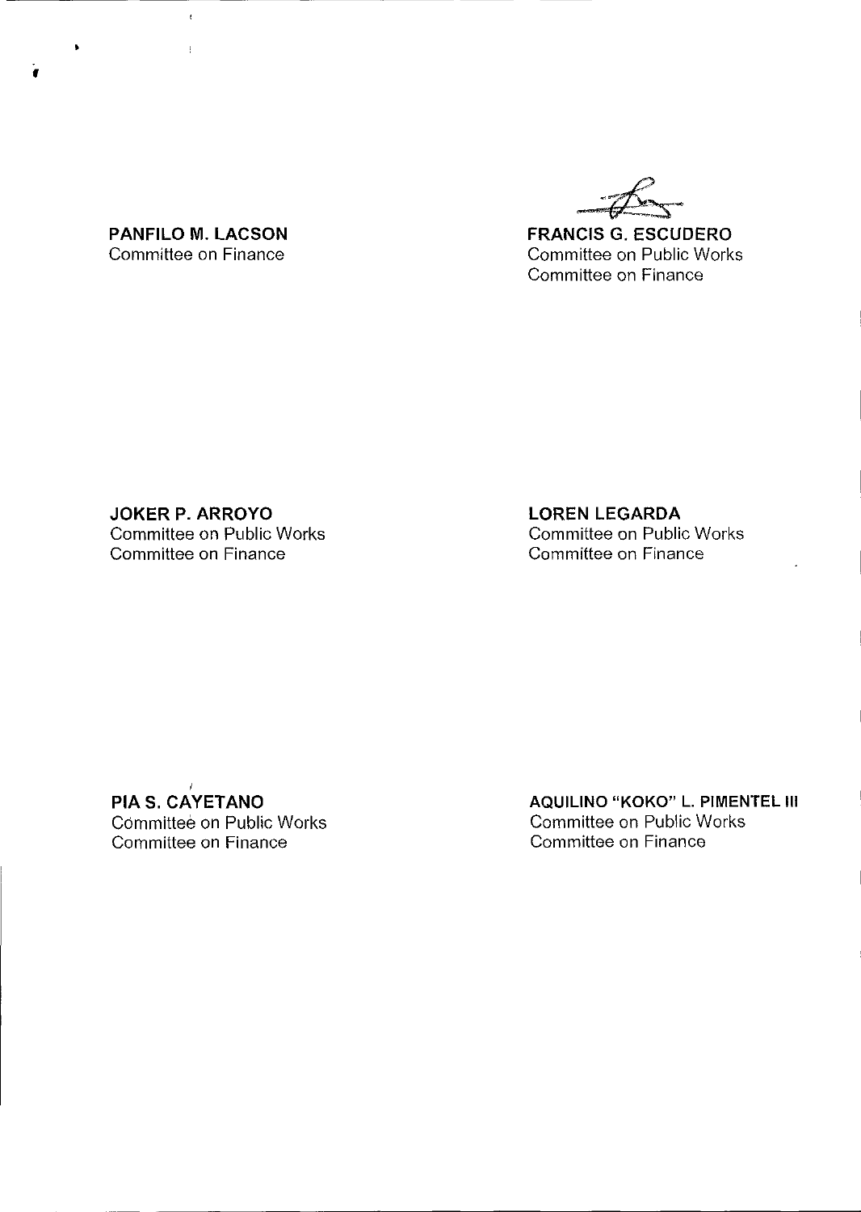**PANFILO M. LACSON**
Committee on Finance

**FRANCIS G. ESCUDERO**
Committee on Public Works
Committee on Finance

**JOKER P. ARROYO**
Committee on Public Works
Committee on Finance

**LOREN LEGARDA**
Committee on Public Works
Committee on Finance

**PIA S. CAYETANO**
Committee on Public Works
Committee on Finance

**AQUILINO "KOKO" L. PIMENTEL III**
Committee on Public Works
Committee on Finance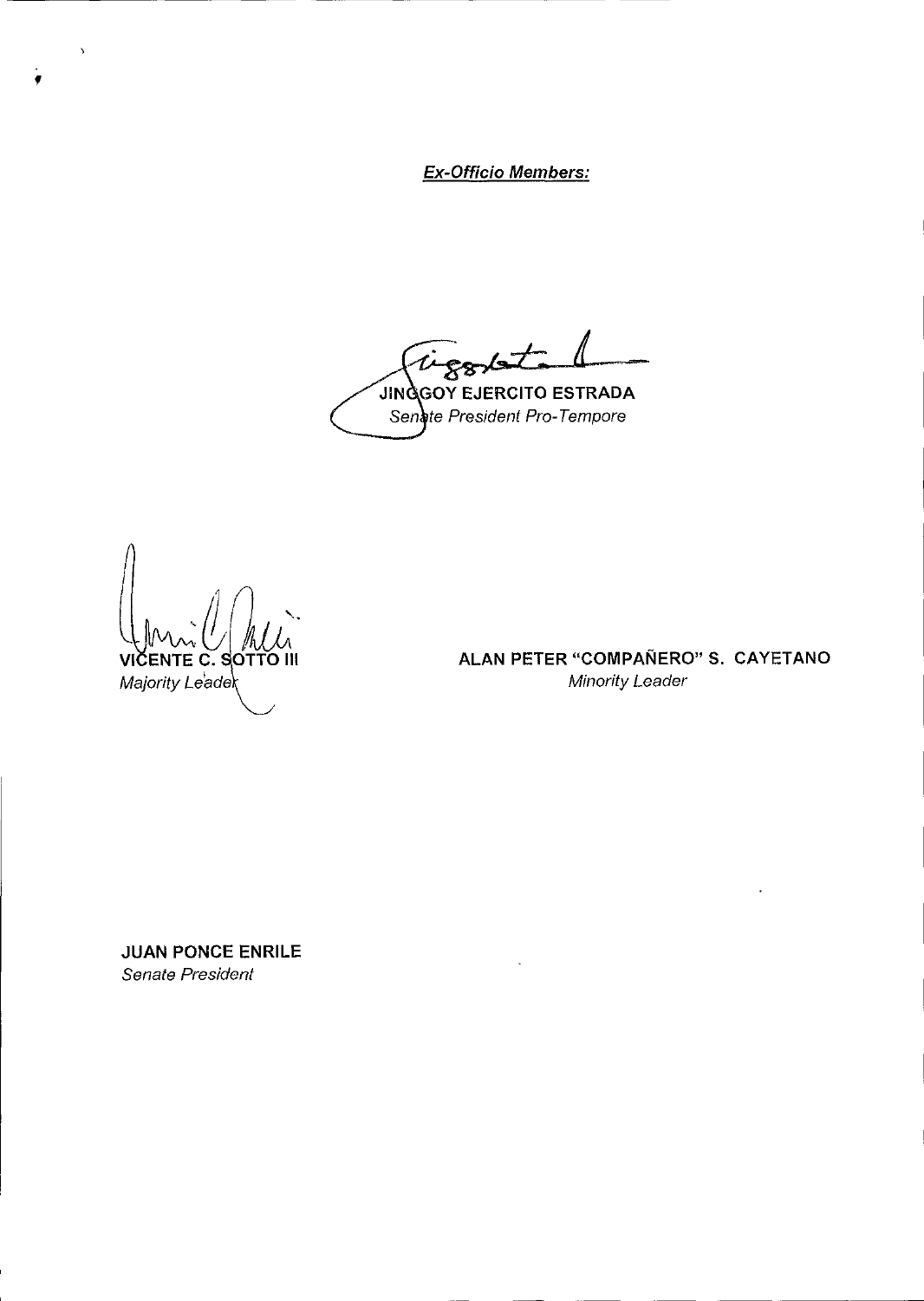***Ex-Officio Members:***

**JINGGOY EJERCITO ESTRADA**
*Senate President Pro-Tempore*

**VICENTE C. SOTTO III**
*Majority Leader*

**ALAN PETER "COMPAÑERO" S. CAYETANO**
*Minority Leader*

**JUAN PONCE ENRILE**
*Senate President*